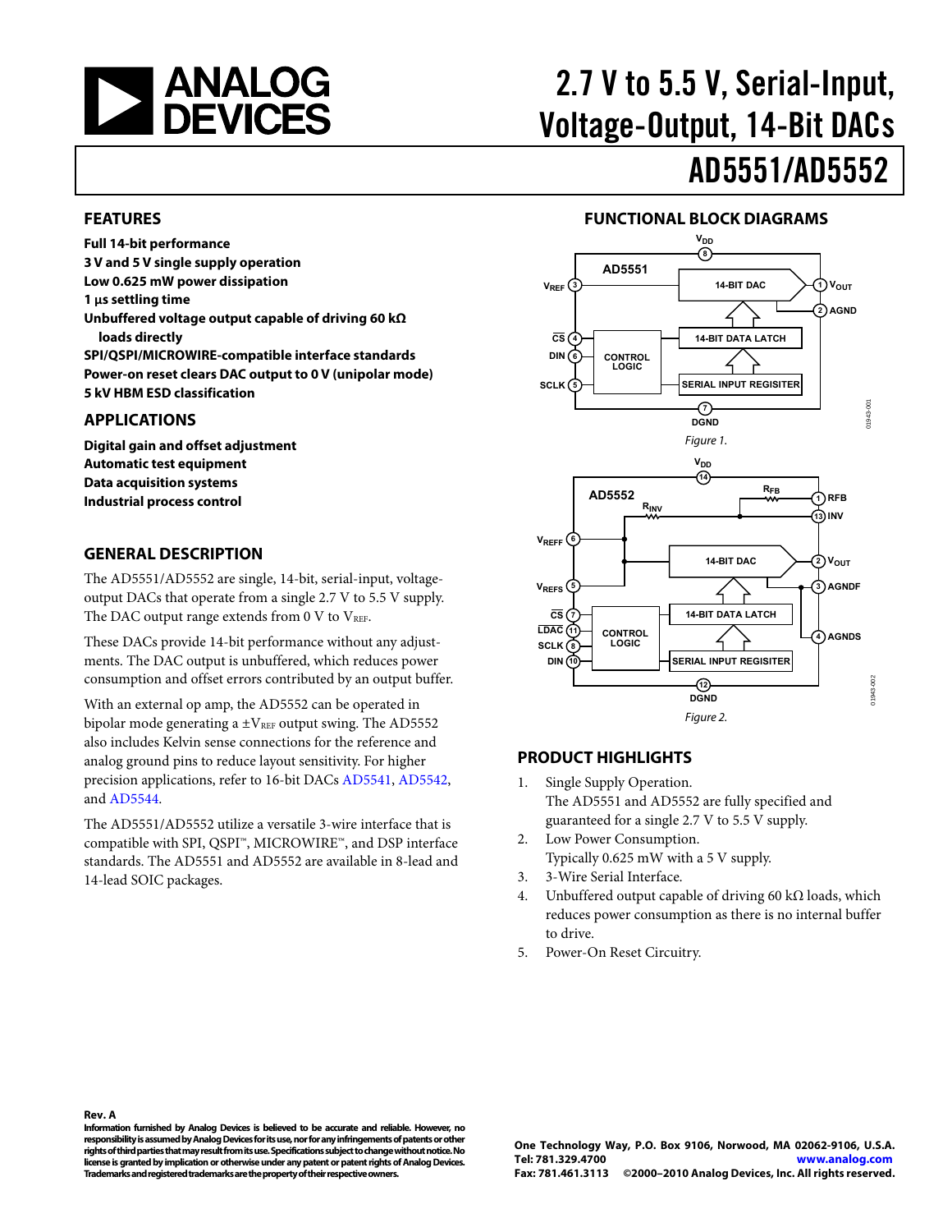# 2.7 V to 5.5 V, Serial-Input, Voltage-Output, 14-Bit DACs

# AD5551/AD5552

## FEATURES

**Full 14-bit performance**
**3 V and 5 V single supply operation**
**Low 0.625 mW power dissipation**
**1 μs settling time**
**Unbuffered voltage output capable of driving 60 kΩ loads directly**
**SPI/QSPI/MICROWIRE-compatible interface standards**
**Power-on reset clears DAC output to 0 V (unipolar mode)**
**5 kV HBM ESD classification**

## APPLICATIONS

**Digital gain and offset adjustment**
**Automatic test equipment**
**Data acquisition systems**
**Industrial process control**

## GENERAL DESCRIPTION

The AD5551/AD5552 are single, 14-bit, serial-input, voltage-output DACs that operate from a single 2.7 V to 5.5 V supply. The DAC output range extends from 0 V to $V_{REF}$.

These DACs provide 14-bit performance without any adjustments. The DAC output is unbuffered, which reduces power consumption and offset errors contributed by an output buffer.

With an external op amp, the AD5552 can be operated in bipolar mode generating a $\pm V_{REF}$ output swing. The AD5552 also includes Kelvin sense connections for the reference and analog ground pins to reduce layout sensitivity. For higher precision applications, refer to 16-bit DACs AD5541, AD5542, and AD5544.

The AD5551/AD5552 utilize a versatile 3-wire interface that is compatible with SPI, QSPI™, MICROWIRE™, and DSP interface standards. The AD5551 and AD5552 are available in 8-lead and 14-lead SOIC packages.

## FUNCTIONAL BLOCK DIAGRAMS

AD5551
$V_{DD}$ 8
$V_{REF}$ 3
14-BIT DAC
1 $V_{OUT}$
2 AGND
$\overline{CS}$ 4
DIN 6
SCLK 5
CONTROL LOGIC
14-BIT DATA LATCH
SERIAL INPUT REGISITER
7 DGND
01943-001

Figure 1.

AD5552
$V_{DD}$ 14
$R_{FB}$
$R_{INV}$
1 RFB
13 INV
$V_{REFF}$ 6
$V_{REFS}$ 5
14-BIT DAC
2 $V_{OUT}$
3 AGNDF
4 AGNDS
$\overline{CS}$ 7
$\overline{LDAC}$ 11
SCLK 8
DIN 10
CONTROL LOGIC
14-BIT DATA LATCH
SERIAL INPUT REGISITER
12 DGND
01943-002

Figure 2.

## PRODUCT HIGHLIGHTS

1. Single Supply Operation.
   The AD5551 and AD5552 are fully specified and guaranteed for a single 2.7 V to 5.5 V supply.
2. Low Power Consumption.
   Typically 0.625 mW with a 5 V supply.
3. 3-Wire Serial Interface.
4. Unbuffered output capable of driving 60 kΩ loads, which reduces power consumption as there is no internal buffer to drive.
5. Power-On Reset Circuitry.

**Rev. A**
**Information furnished by Analog Devices is believed to be accurate and reliable. However, no responsibility is assumed by Analog Devices for its use, nor for any infringements of patents or other rights of third parties that may result from its use. Specifications subject to change without notice. No license is granted by implication or otherwise under any patent or patent rights of Analog Devices. Trademarks and registered trademarks are the property of their respective owners.**

**One Technology Way, P.O. Box 9106, Norwood, MA 02062-9106, U.S.A.**
**Tel: 781.329.4700 www.analog.com**
**Fax: 781.461.3113 ©2000–2010 Analog Devices, Inc. All rights reserved.**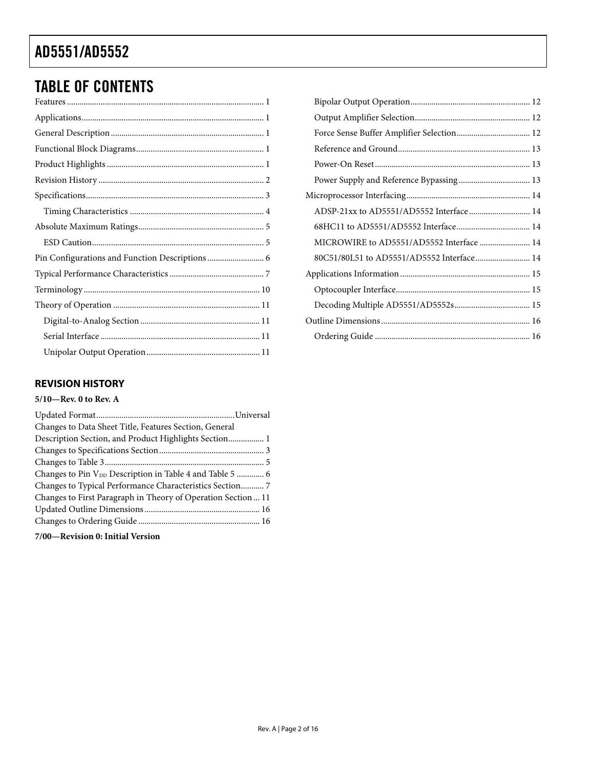## TABLE OF CONTENTS

Features ... 1
Applications ... 1
General Description ... 1
Functional Block Diagrams ... 1
Product Highlights ... 1
Revision History ... 2
Specifications ... 3
  Timing Characteristics ... 4
Absolute Maximum Ratings ... 5
  ESD Caution ... 5
Pin Configurations and Function Descriptions ... 6
Typical Performance Characteristics ... 7
Terminology ... 10
Theory of Operation ... 11
  Digital-to-Analog Section ... 11
  Serial Interface ... 11
  Unipolar Output Operation ... 11
  Bipolar Output Operation ... 12
  Output Amplifier Selection ... 12
  Force Sense Buffer Amplifier Selection ... 12
  Reference and Ground ... 13
  Power-On Reset ... 13
  Power Supply and Reference Bypassing ... 13
Microprocessor Interfacing ... 14
  ADSP-21xx to AD5551/AD5552 Interface ... 14
  68HC11 to AD5551/AD5552 Interface ... 14
  MICROWIRE to AD5551/AD5552 Interface ... 14
  80C51/80L51 to AD5551/AD5552 Interface ... 14
Applications Information ... 15
  Optocoupler Interface ... 15
  Decoding Multiple AD5551/AD5552s ... 15
Outline Dimensions ... 16
  Ordering Guide ... 16

### REVISION HISTORY

**5/10—Rev. 0 to Rev. A**

Updated Format ... Universal
Changes to Data Sheet Title, Features Section, General Description Section, and Product Highlights Section ... 1
Changes to Specifications Section ... 3
Changes to Table 3 ... 5
Changes to Pin $V_{DD}$ Description in Table 4 and Table 5 ... 6
Changes to Typical Performance Characteristics Section ... 7
Changes to First Paragraph in Theory of Operation Section ... 11
Updated Outline Dimensions ... 16
Changes to Ordering Guide ... 16

**7/00—Revision 0: Initial Version**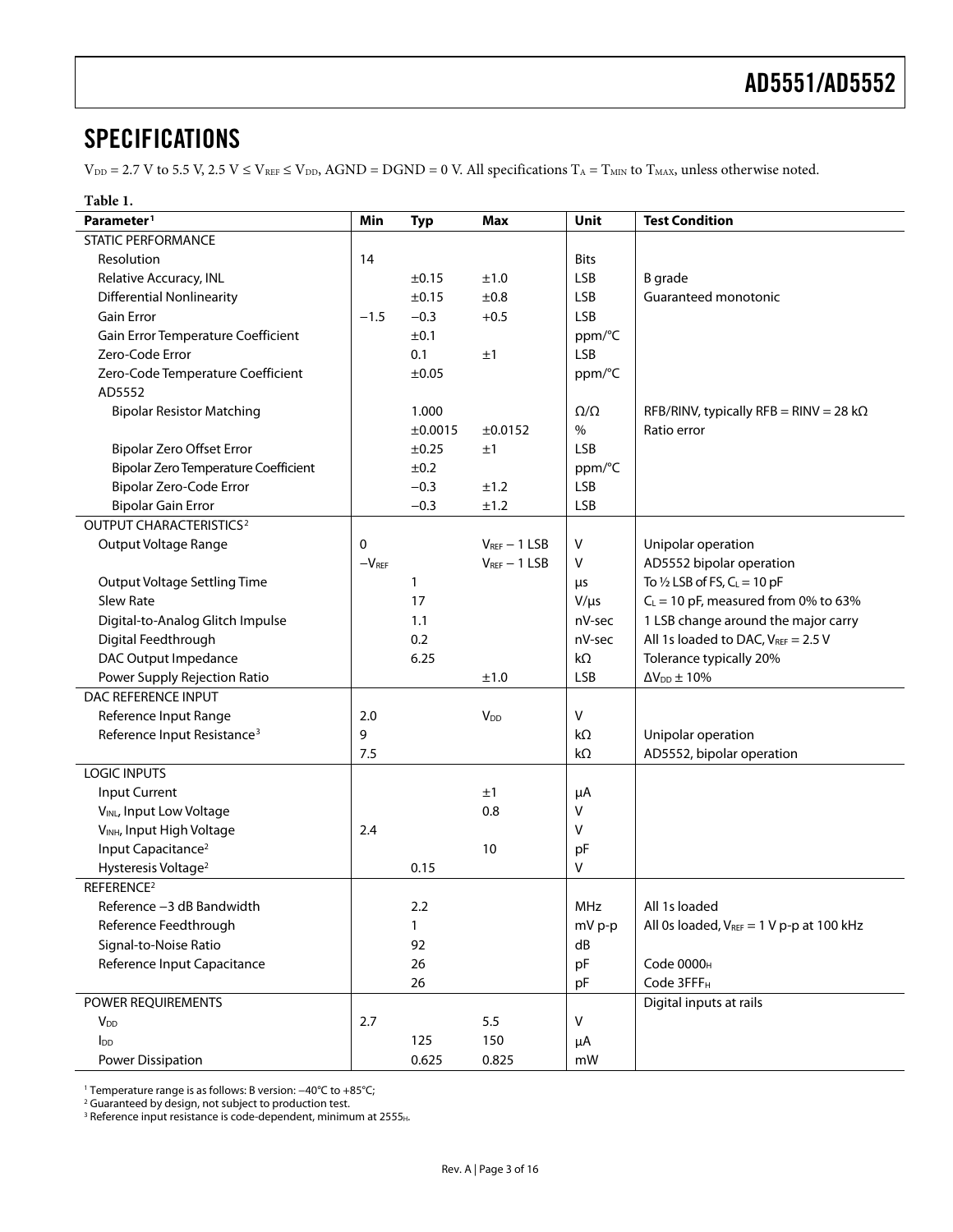## SPECIFICATIONS

$V_{DD}$ = 2.7 V to 5.5 V, 2.5 V ≤ $V_{REF}$ ≤ $V_{DD}$, AGND = DGND = 0 V. All specifications $T_A$ = $T_{MIN}$ to $T_{MAX}$, unless otherwise noted.

**Table 1.**

| Parameter[1] | Min | Typ | Max | Unit | Test Condition |
|---|---|---|---|---|---|
| STATIC PERFORMANCE | | | | | |
| Resolution | 14 | | | Bits | |
| Relative Accuracy, INL | | ±0.15 | ±1.0 | LSB | B grade |
| Differential Nonlinearity | | ±0.15 | ±0.8 | LSB | Guaranteed monotonic |
| Gain Error | −1.5 | −0.3 | +0.5 | LSB | |
| Gain Error Temperature Coefficient | | ±0.1 | | ppm/°C | |
| Zero-Code Error | | 0.1 | ±1 | LSB | |
| Zero-Code Temperature Coefficient | | ±0.05 | | ppm/°C | |
| AD5552 | | | | | |
| Bipolar Resistor Matching | | 1.000 | | Ω/Ω | RFB/RINV, typically RFB = RINV = 28 kΩ |
| | | ±0.0015 | ±0.0152 | % | Ratio error |
| Bipolar Zero Offset Error | | ±0.25 | ±1 | LSB | |
| Bipolar Zero Temperature Coefficient | | ±0.2 | | ppm/°C | |
| Bipolar Zero-Code Error | | −0.3 | ±1.2 | LSB | |
| Bipolar Gain Error | | −0.3 | ±1.2 | LSB | |
| OUTPUT CHARACTERISTICS[2] | | | | | |
| Output Voltage Range | 0 | | $V_{REF}$ − 1 LSB | V | Unipolar operation |
| | $-V_{REF}$ | | $V_{REF}$ − 1 LSB | V | AD5552 bipolar operation |
| Output Voltage Settling Time | | 1 | | µs | To ½ LSB of FS, $C_L$ = 10 pF |
| Slew Rate | | 17 | | V/µs | $C_L$ = 10 pF, measured from 0% to 63% |
| Digital-to-Analog Glitch Impulse | | 1.1 | | nV-sec | 1 LSB change around the major carry |
| Digital Feedthrough | | 0.2 | | nV-sec | All 1s loaded to DAC, $V_{REF}$ = 2.5 V |
| DAC Output Impedance | | 6.25 | | kΩ | Tolerance typically 20% |
| Power Supply Rejection Ratio | | | ±1.0 | LSB | $\Delta V_{DD}$ ± 10% |
| DAC REFERENCE INPUT | | | | | |
| Reference Input Range | 2.0 | | $V_{DD}$ | V | |
| Reference Input Resistance[3] | 9 | | | kΩ | Unipolar operation |
| | 7.5 | | | kΩ | AD5552, bipolar operation |
| LOGIC INPUTS | | | | | |
| Input Current | | | ±1 | µA | |
| $V_{INL}$, Input Low Voltage | | | 0.8 | V | |
| $V_{INH}$, Input High Voltage | 2.4 | | | V | |
| Input Capacitance[2] | | | 10 | pF | |
| Hysteresis Voltage[2] | | 0.15 | | V | |
| REFERENCE[2] | | | | | |
| Reference −3 dB Bandwidth | | 2.2 | | MHz | All 1s loaded |
| Reference Feedthrough | | 1 | | mV p-p | All 0s loaded, $V_{REF}$ = 1 V p-p at 100 kHz |
| Signal-to-Noise Ratio | | 92 | | dB | |
| Reference Input Capacitance | | 26 | | pF | Code $0000_H$ |
| | | 26 | | pF | Code $3FFF_H$ |
| POWER REQUIREMENTS | | | | | Digital inputs at rails |
| $V_{DD}$ | 2.7 | | 5.5 | V | |
| $I_{DD}$ | | 125 | 150 | µA | |
| Power Dissipation | | 0.625 | 0.825 | mW | |

[1] Temperature range is as follows: B version: −40°C to +85°C;
[2] Guaranteed by design, not subject to production test.
[3] Reference input resistance is code-dependent, minimum at $2555_H$.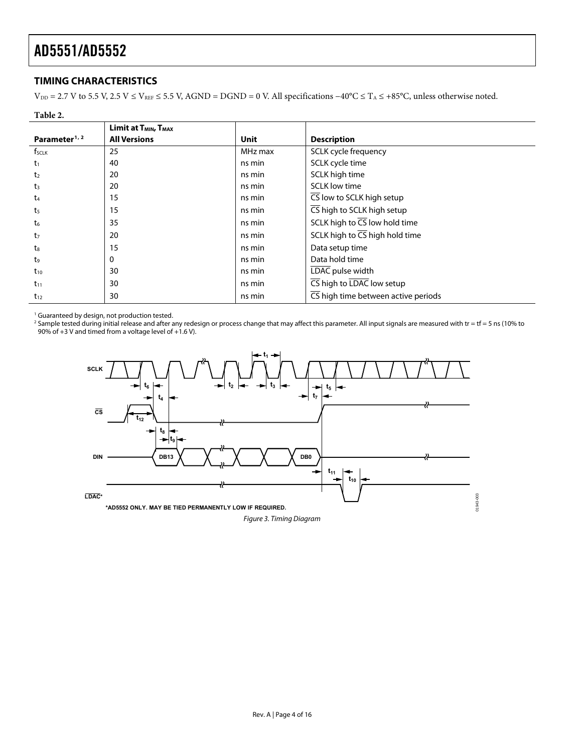## TIMING CHARACTERISTICS

$V_{DD}$ = 2.7 V to 5.5 V, 2.5 V ≤ $V_{REF}$ ≤ 5.5 V, AGND = DGND = 0 V. All specifications −40°C ≤ $T_A$ ≤ +85°C, unless otherwise noted.

**Table 2.**

| Parameter[1, 2] | Limit at $T_{MIN}$, $T_{MAX}$ All Versions | Unit | Description |
|---|---|---|---|
| $f_{SCLK}$ | 25 | MHz max | SCLK cycle frequency |
| $t_1$ | 40 | ns min | SCLK cycle time |
| $t_2$ | 20 | ns min | SCLK high time |
| $t_3$ | 20 | ns min | SCLK low time |
| $t_4$ | 15 | ns min | $\overline{CS}$ low to SCLK high setup |
| $t_5$ | 15 | ns min | $\overline{CS}$ high to SCLK high setup |
| $t_6$ | 35 | ns min | SCLK high to $\overline{CS}$ low hold time |
| $t_7$ | 20 | ns min | SCLK high to $\overline{CS}$ high hold time |
| $t_8$ | 15 | ns min | Data setup time |
| $t_9$ | 0 | ns min | Data hold time |
| $t_{10}$ | 30 | ns min | $\overline{LDAC}$ pulse width |
| $t_{11}$ | 30 | ns min | $\overline{CS}$ high to $\overline{LDAC}$ low setup |
| $t_{12}$ | 30 | ns min | $\overline{CS}$ high time between active periods |

[1] Guaranteed by design, not production tested.

[2] Sample tested during initial release and after any redesign or process change that may affect this parameter. All input signals are measured with tr = tf = 5 ns (10% to 90% of +3 V and timed from a voltage level of +1.6 V).

SCLK
$\overline{CS}$
DIN
$\overline{LDAC}$*
DB13
DB0
$t_1$ $t_2$ $t_3$ $t_4$ $t_5$ $t_6$ $t_7$ $t_8$ $t_9$ $t_{10}$ $t_{11}$ $t_{12}$

*AD5552 ONLY. MAY BE TIED PERMANENTLY LOW IF REQUIRED.

01943-003

*Figure 3. Timing Diagram*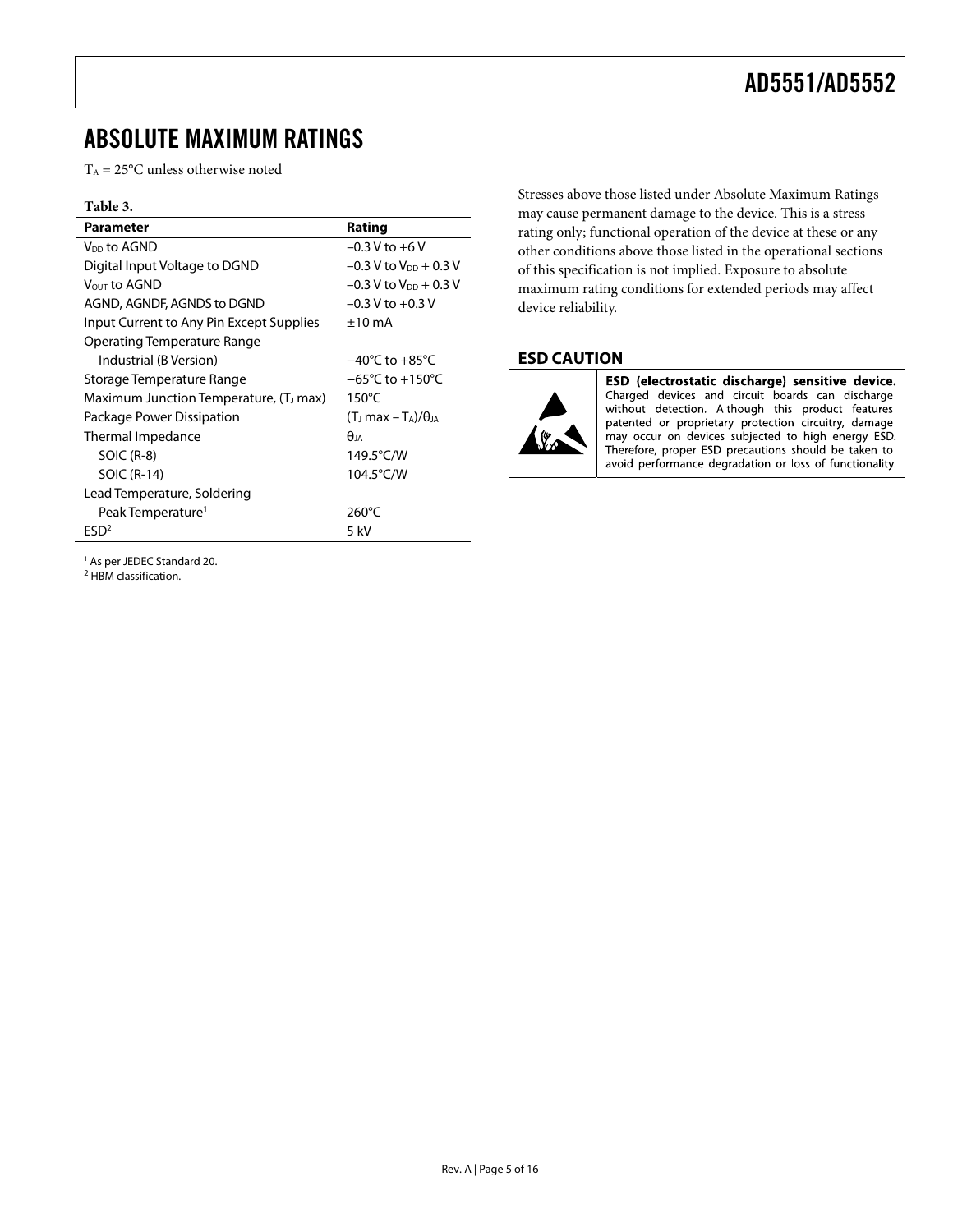# ABSOLUTE MAXIMUM RATINGS

$T_A$ = 25°C unless otherwise noted

**Table 3.**

| Parameter | Rating |
|---|---|
| $V_{DD}$ to AGND | −0.3 V to +6 V |
| Digital Input Voltage to DGND | −0.3 V to $V_{DD}$ + 0.3 V |
| $V_{OUT}$ to AGND | −0.3 V to $V_{DD}$ + 0.3 V |
| AGND, AGNDF, AGNDS to DGND | −0.3 V to +0.3 V |
| Input Current to Any Pin Except Supplies | ±10 mA |
| Operating Temperature Range | |
| Industrial (B Version) | −40°C to +85°C |
| Storage Temperature Range | −65°C to +150°C |
| Maximum Junction Temperature, ($T_J$ max) | 150°C |
| Package Power Dissipation | ($T_J$ max – $T_A$)/$\theta_{JA}$ |
| Thermal Impedance | $\theta_{JA}$ |
| SOIC (R-8) | 149.5°C/W |
| SOIC (R-14) | 104.5°C/W |
| Lead Temperature, Soldering | |
| Peak Temperature[1] | 260°C |
| ESD[2] | 5 kV |

[1] As per JEDEC Standard 20.
[2] HBM classification.

Stresses above those listed under Absolute Maximum Ratings may cause permanent damage to the device. This is a stress rating only; functional operation of the device at these or any other conditions above those listed in the operational sections of this specification is not implied. Exposure to absolute maximum rating conditions for extended periods may affect device reliability.

## ESD CAUTION

**ESD (electrostatic discharge) sensitive device.** Charged devices and circuit boards can discharge without detection. Although this product features patented or proprietary protection circuitry, damage may occur on devices subjected to high energy ESD. Therefore, proper ESD precautions should be taken to avoid performance degradation or loss of functionality.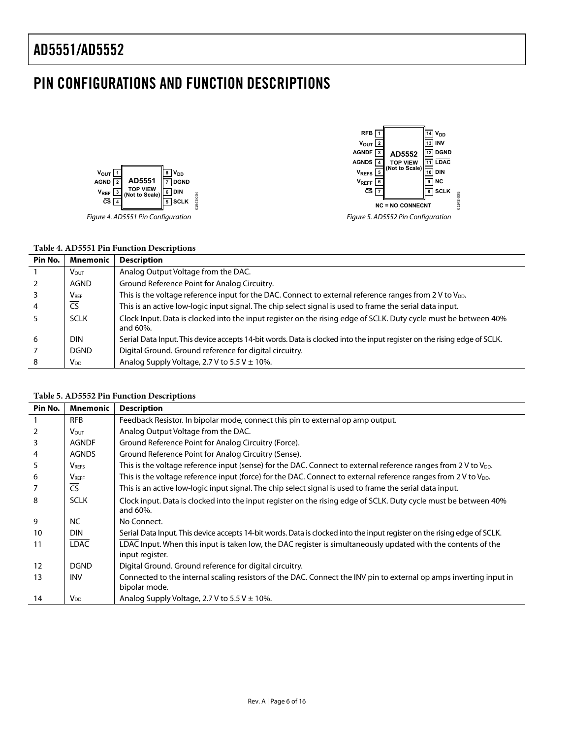# PIN CONFIGURATIONS AND FUNCTION DESCRIPTIONS

$V_{OUT}$ 1 | AGND 2 | $V_{REF}$ 3 | $\overline{CS}$ 4 | AD5551 TOP VIEW (Not to Scale) | 8 $V_{DD}$ | 7 DGND | 6 DIN | 5 SCLK

01943-004

Figure 4. AD5551 Pin Configuration

RFB 1 | $V_{OUT}$ 2 | AGNDF 3 | AGNDS 4 | $V_{REFS}$ 5 | $V_{REFF}$ 6 | $\overline{CS}$ 7 | AD5552 TOP VIEW (Not to Scale) | 14 $V_{DD}$ | 13 INV | 12 DGND | 11 $\overline{LDAC}$ | 10 DIN | 9 NC | 8 SCLK

NC = NO CONNECNT

01943-005

Figure 5. AD5552 Pin Configuration

**Table 4. AD5551 Pin Function Descriptions**

| Pin No. | Mnemonic | Description |
|---|---|---|
| 1 | $V_{OUT}$ | Analog Output Voltage from the DAC. |
| 2 | AGND | Ground Reference Point for Analog Circuitry. |
| 3 | $V_{REF}$ | This is the voltage reference input for the DAC. Connect to external reference ranges from 2 V to $V_{DD}$. |
| 4 | $\overline{CS}$ | This is an active low-logic input signal. The chip select signal is used to frame the serial data input. |
| 5 | SCLK | Clock Input. Data is clocked into the input register on the rising edge of SCLK. Duty cycle must be between 40% and 60%. |
| 6 | DIN | Serial Data Input. This device accepts 14-bit words. Data is clocked into the input register on the rising edge of SCLK. |
| 7 | DGND | Digital Ground. Ground reference for digital circuitry. |
| 8 | $V_{DD}$ | Analog Supply Voltage, 2.7 V to 5.5 V ± 10%. |

**Table 5. AD5552 Pin Function Descriptions**

| Pin No. | Mnemonic | Description |
|---|---|---|
| 1 | RFB | Feedback Resistor. In bipolar mode, connect this pin to external op amp output. |
| 2 | $V_{OUT}$ | Analog Output Voltage from the DAC. |
| 3 | AGNDF | Ground Reference Point for Analog Circuitry (Force). |
| 4 | AGNDS | Ground Reference Point for Analog Circuitry (Sense). |
| 5 | $V_{REFS}$ | This is the voltage reference input (sense) for the DAC. Connect to external reference ranges from 2 V to $V_{DD}$. |
| 6 | $V_{REFF}$ | This is the voltage reference input (force) for the DAC. Connect to external reference ranges from 2 V to $V_{DD}$. |
| 7 | $\overline{CS}$ | This is an active low-logic input signal. The chip select signal is used to frame the serial data input. |
| 8 | SCLK | Clock input. Data is clocked into the input register on the rising edge of SCLK. Duty cycle must be between 40% and 60%. |
| 9 | NC | No Connect. |
| 10 | DIN | Serial Data Input. This device accepts 14-bit words. Data is clocked into the input register on the rising edge of SCLK. |
| 11 | $\overline{LDAC}$ | $\overline{LDAC}$ Input. When this input is taken low, the DAC register is simultaneously updated with the contents of the input register. |
| 12 | DGND | Digital Ground. Ground reference for digital circuitry. |
| 13 | INV | Connected to the internal scaling resistors of the DAC. Connect the INV pin to external op amps inverting input in bipolar mode. |
| 14 | $V_{DD}$ | Analog Supply Voltage, 2.7 V to 5.5 V ± 10%. |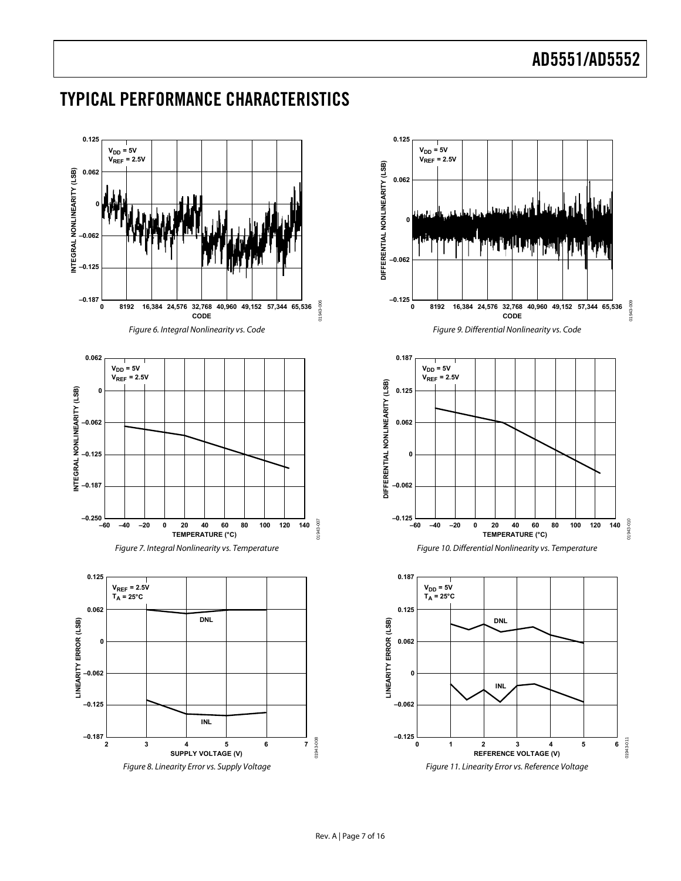# TYPICAL PERFORMANCE CHARACTERISTICS

0.125
$V_{DD}$ = 5V
$V_{REF}$ = 2.5V
0.062
0
–0.062
–0.125
–0.187
INTEGRAL NONLINEARITY (LSB)
0 8192 16,384 24,576 32,768 40,960 49,152 57,344 65,536
CODE
01943-006

*Figure 6. Integral Nonlinearity vs. Code*

0.062
$V_{DD}$ = 5V
$V_{REF}$ = 2.5V
0
–0.062
–0.125
–0.187
–0.250
INTEGRAL NONLINEARITY (LSB)
–60 –40 –20 0 20 40 60 80 100 120 140
TEMPERATURE (°C)
01943-007

*Figure 7. Integral Nonlinearity vs. Temperature*

0.125
$V_{REF}$ = 2.5V
$T_A$ = 25°C
0.062
DNL
0
–0.062
–0.125
INL
–0.187
LINEARITY ERROR (LSB)
2 3 4 5 6 7
SUPPLY VOLTAGE (V)
01943-008

*Figure 8. Linearity Error vs. Supply Voltage*

0.125
$V_{DD}$ = 5V
$V_{REF}$ = 2.5V
0.062
0
–0.062
–0.125
DIFFERENTIAL NONLINEARITY (LSB)
0 8192 16,384 24,576 32,768 40,960 49,152 57,344 65,536
CODE
01943-009

*Figure 9. Differential Nonlinearity vs. Code*

0.187
$V_{DD}$ = 5V
$V_{REF}$ = 2.5V
0.125
0.062
0
–0.062
–0.125
DIFFERENTIAL NONLINEARITY (LSB)
–60 –40 –20 0 20 40 60 80 100 120 140
TEMPERATURE (°C)
01943-010

*Figure 10. Differential Nonlinearity vs. Temperature*

0.187
$V_{DD}$ = 5V
$T_A$ = 25°C
0.125
DNL
0.062
0
INL
–0.062
–0.125
LINEARITY ERROR (LSB)
0 1 2 3 4 5 6
REFERENCE VOLTAGE (V)
01943-011

*Figure 11. Linearity Error vs. Reference Voltage*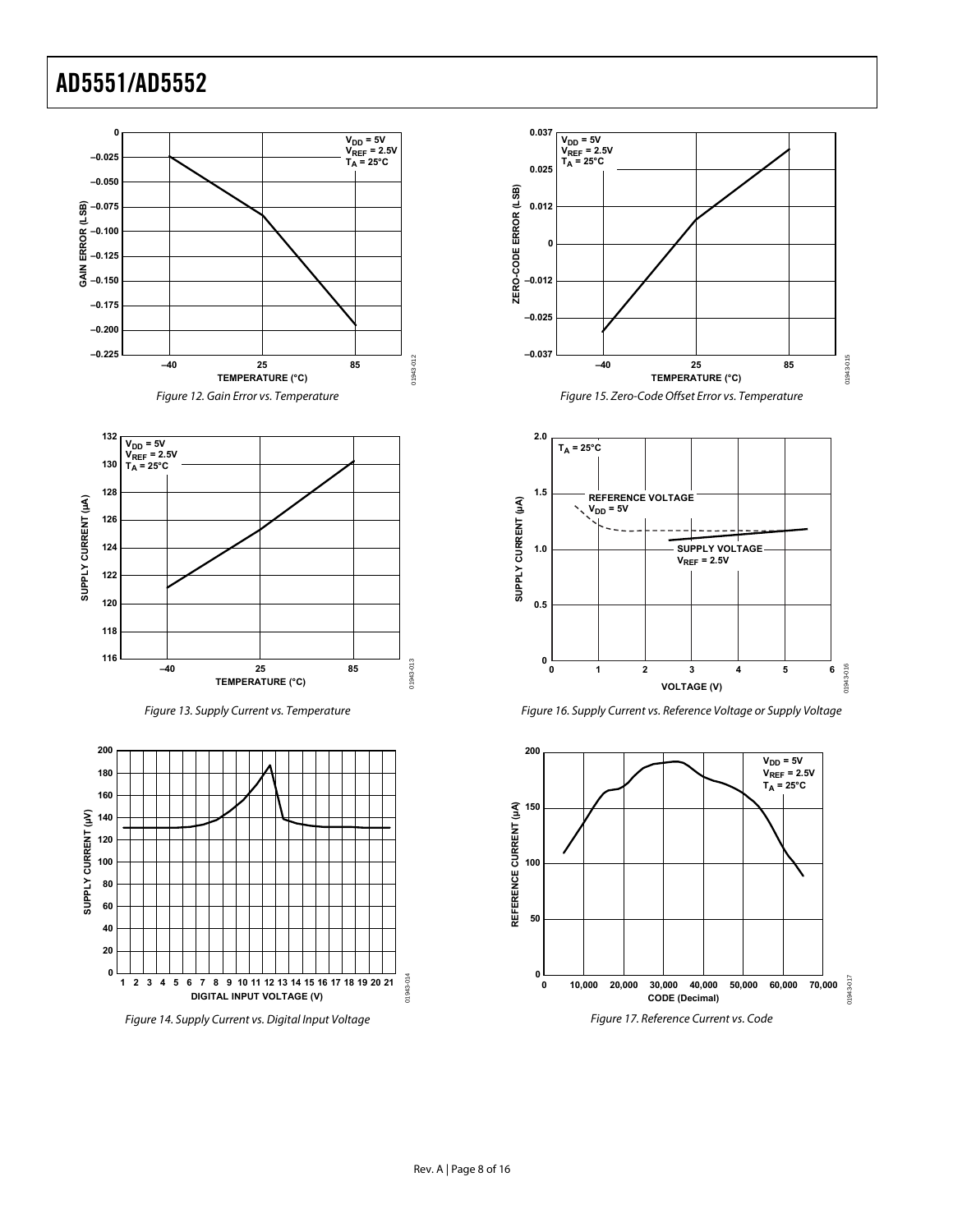0
–0.025
–0.050
–0.075
–0.100
–0.125
–0.150
–0.175
–0.200
–0.225
GAIN ERROR (LSB)
–40
25
85
TEMPERATURE (°C)
$V_{DD}$ = 5V
$V_{REF}$ = 2.5V
$T_A$ = 25°C
01943-012

*Figure 12. Gain Error vs. Temperature*

132
130
128
126
124
122
120
118
116
SUPPLY CURRENT (µA)
–40
25
85
TEMPERATURE (°C)
$V_{DD}$ = 5V
$V_{REF}$ = 2.5V
$T_A$ = 25°C
01943-013

*Figure 13. Supply Current vs. Temperature*

200
180
160
140
120
100
80
60
40
20
0
SUPPLY CURRENT (µV)
1 2 3 4 5 6 7 8 9 10 11 12 13 14 15 16 17 18 19 20 21
DIGITAL INPUT VOLTAGE (V)
01943-014

*Figure 14. Supply Current vs. Digital Input Voltage*

0.037
0.025
0.012
0
–0.012
–0.025
–0.037
ZERO-CODE ERROR (LSB)
–40
25
85
TEMPERATURE (°C)
$V_{DD}$ = 5V
$V_{REF}$ = 2.5V
$T_A$ = 25°C
01943-015

*Figure 15. Zero-Code Offset Error vs. Temperature*

2.0
1.5
1.0
0.5
0
SUPPLY CURRENT (µA)
0 1 2 3 4 5 6
VOLTAGE (V)
$T_A$ = 25°C
REFERENCE VOLTAGE
$V_{DD}$ = 5V
SUPPLY VOLTAGE
$V_{REF}$ = 2.5V
01943-016

*Figure 16. Supply Current vs. Reference Voltage or Supply Voltage*

200
150
100
50
0
REFERENCE CURRENT (µA)
0 10,000 20,000 30,000 40,000 50,000 60,000 70,000
CODE (Decimal)
$V_{DD}$ = 5V
$V_{REF}$ = 2.5V
$T_A$ = 25°C
01943-017

*Figure 17. Reference Current vs. Code*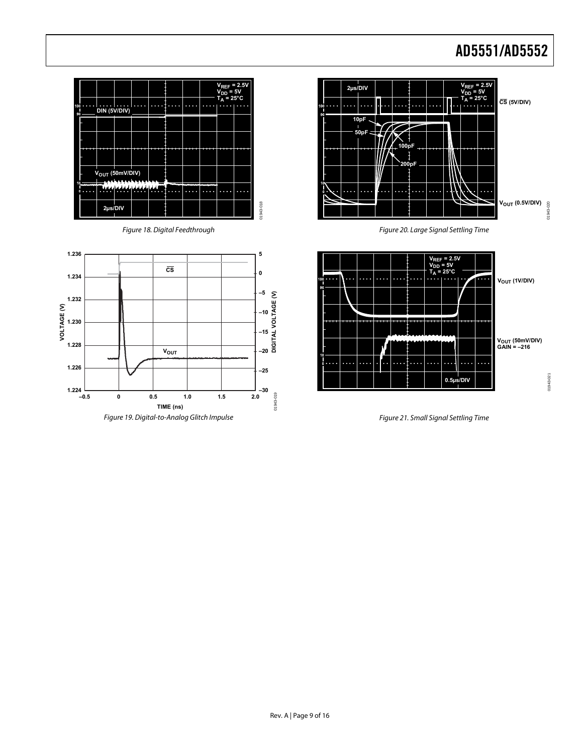$V_{REF}$ = 2.5V
$V_{DD}$ = 5V
$T_A$ = 25°C

DIN (5V/DIV)

$V_{OUT}$ (50mV/DIV)

2µs/DIV

01943-018

Figure 18. Digital Feedthrough

1.236
1.234
1.232
1.230
1.228
1.226
1.224

VOLTAGE (V)

5
0
–5
–10
–15
–20
–25
–30

DIGITAL VOLTAGE (V)

$\overline{CS}$

$V_{OUT}$

–0.5 0 0.5 1.0 1.5 2.0

TIME (ns)

01943-019

Figure 19. Digital-to-Analog Glitch Impulse

2µs/DIV

$V_{REF}$ = 2.5V
$V_{DD}$ = 5V
$T_A$ = 25°C

$\overline{CS}$ (5V/DIV)

10pF
50pF
100pF
200pF

$V_{OUT}$ (0.5V/DIV)

01943-020

Figure 20. Large Signal Settling Time

$V_{REF}$ = 2.5V
$V_{DD}$ = 5V
$T_A$ = 25°C

$V_{OUT}$ (1V/DIV)

$V_{OUT}$ (50mV/DIV)
GAIN = –216

0.5µs/DIV

01943-021

Figure 21. Small Signal Settling Time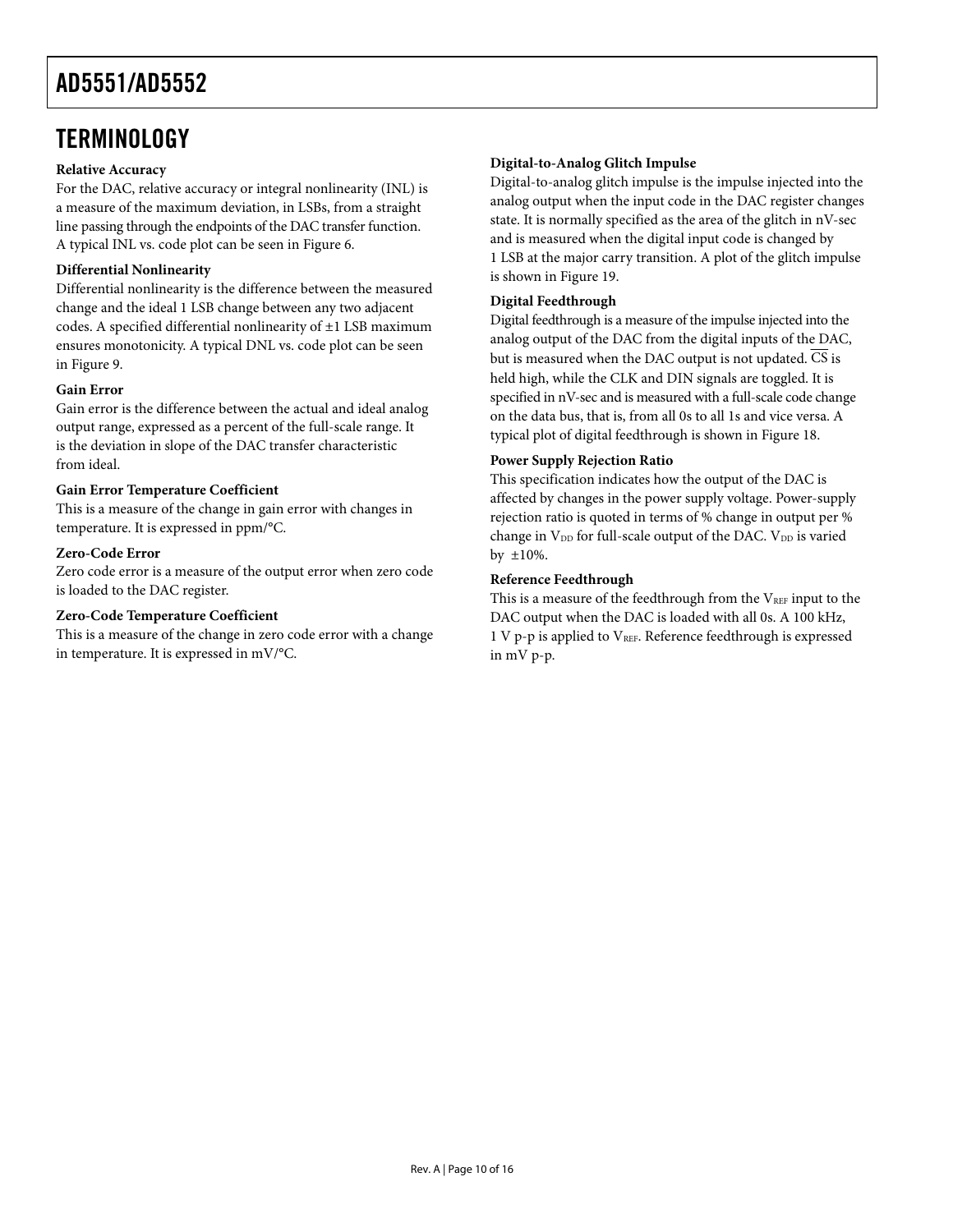# TERMINOLOGY

**Relative Accuracy**

For the DAC, relative accuracy or integral nonlinearity (INL) is a measure of the maximum deviation, in LSBs, from a straight line passing through the endpoints of the DAC transfer function. A typical INL vs. code plot can be seen in Figure 6.

**Differential Nonlinearity**

Differential nonlinearity is the difference between the measured change and the ideal 1 LSB change between any two adjacent codes. A specified differential nonlinearity of ±1 LSB maximum ensures monotonicity. A typical DNL vs. code plot can be seen in Figure 9.

**Gain Error**

Gain error is the difference between the actual and ideal analog output range, expressed as a percent of the full-scale range. It is the deviation in slope of the DAC transfer characteristic from ideal.

**Gain Error Temperature Coefficient**

This is a measure of the change in gain error with changes in temperature. It is expressed in ppm/°C.

**Zero-Code Error**

Zero code error is a measure of the output error when zero code is loaded to the DAC register.

**Zero-Code Temperature Coefficient**

This is a measure of the change in zero code error with a change in temperature. It is expressed in mV/°C.

**Digital-to-Analog Glitch Impulse**

Digital-to-analog glitch impulse is the impulse injected into the analog output when the input code in the DAC register changes state. It is normally specified as the area of the glitch in nV-sec and is measured when the digital input code is changed by 1 LSB at the major carry transition. A plot of the glitch impulse is shown in Figure 19.

**Digital Feedthrough**

Digital feedthrough is a measure of the impulse injected into the analog output of the DAC from the digital inputs of the DAC, but is measured when the DAC output is not updated. $\overline{CS}$ is held high, while the CLK and DIN signals are toggled. It is specified in nV-sec and is measured with a full-scale code change on the data bus, that is, from all 0s to all 1s and vice versa. A typical plot of digital feedthrough is shown in Figure 18.

**Power Supply Rejection Ratio**

This specification indicates how the output of the DAC is affected by changes in the power supply voltage. Power-supply rejection ratio is quoted in terms of % change in output per % change in $V_{DD}$ for full-scale output of the DAC. $V_{DD}$ is varied by ±10%.

**Reference Feedthrough**

This is a measure of the feedthrough from the $V_{REF}$ input to the DAC output when the DAC is loaded with all 0s. A 100 kHz, 1 V p-p is applied to $V_{REF}$. Reference feedthrough is expressed in mV p-p.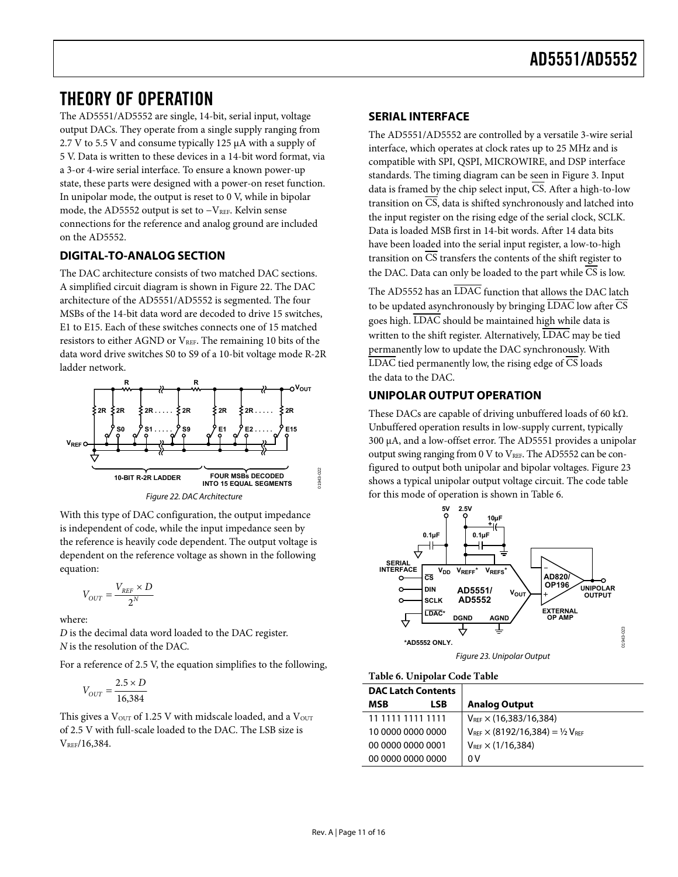# THEORY OF OPERATION

The AD5551/AD5552 are single, 14-bit, serial input, voltage output DACs. They operate from a single supply ranging from 2.7 V to 5.5 V and consume typically 125 μA with a supply of 5 V. Data is written to these devices in a 14-bit word format, via a 3-or 4-wire serial interface. To ensure a known power-up state, these parts were designed with a power-on reset function. In unipolar mode, the output is reset to 0 V, while in bipolar mode, the AD5552 output is set to $-V_{REF}$. Kelvin sense connections for the reference and analog ground are included on the AD5552.

## DIGITAL-TO-ANALOG SECTION

The DAC architecture consists of two matched DAC sections. A simplified circuit diagram is shown in Figure 22. The DAC architecture of the AD5551/AD5552 is segmented. The four MSBs of the 14-bit data word are decoded to drive 15 switches, E1 to E15. Each of these switches connects one of 15 matched resistors to either AGND or $V_{REF}$. The remaining 10 bits of the data word drive switches S0 to S9 of a 10-bit voltage mode R-2R ladder network.

R
R
$V_{OUT}$
2R 2R 2R ..... 2R 2R 2R ..... 2R
S0 S1 ..... S9 E1 E2 ..... E15
$V_{REF}$
10-BIT R-2R LADDER
FOUR MSBs DECODED INTO 15 EQUAL SEGMENTS
01943-022

Figure 22. DAC Architecture

With this type of DAC configuration, the output impedance is independent of code, while the input impedance seen by the reference is heavily code dependent. The output voltage is dependent on the reference voltage as shown in the following equation:

$$V_{OUT} = \frac{V_{REF} \times D}{2^N}$$

where:
$D$ is the decimal data word loaded to the DAC register.
$N$ is the resolution of the DAC.

For a reference of 2.5 V, the equation simplifies to the following,

$$V_{OUT} = \frac{2.5 \times D}{16{,}384}$$

This gives a $V_{OUT}$ of 1.25 V with midscale loaded, and a $V_{OUT}$ of 2.5 V with full-scale loaded to the DAC. The LSB size is $V_{REF}$/16,384.

## SERIAL INTERFACE

The AD5551/AD5552 are controlled by a versatile 3-wire serial interface, which operates at clock rates up to 25 MHz and is compatible with SPI, QSPI, MICROWIRE, and DSP interface standards. The timing diagram can be seen in Figure 3. Input data is framed by the chip select input, $\overline{CS}$. After a high-to-low transition on $\overline{CS}$, data is shifted synchronously and latched into the input register on the rising edge of the serial clock, SCLK. Data is loaded MSB first in 14-bit words. After 14 data bits have been loaded into the serial input register, a low-to-high transition on $\overline{CS}$ transfers the contents of the shift register to the DAC. Data can only be loaded to the part while $\overline{CS}$ is low.

The AD5552 has an $\overline{LDAC}$ function that allows the DAC latch to be updated asynchronously by bringing $\overline{LDAC}$ low after $\overline{CS}$ goes high. $\overline{LDAC}$ should be maintained high while data is written to the shift register. Alternatively, $\overline{LDAC}$ may be tied permanently low to update the DAC synchronously. With $\overline{LDAC}$ tied permanently low, the rising edge of $\overline{CS}$ loads the data to the DAC.

## UNIPOLAR OUTPUT OPERATION

These DACs are capable of driving unbuffered loads of 60 kΩ. Unbuffered operation results in low-supply current, typically 300 μA, and a low-offset error. The AD5551 provides a unipolar output swing ranging from 0 V to $V_{REF}$. The AD5552 can be configured to output both unipolar and bipolar voltages. Figure 23 shows a typical unipolar output voltage circuit. The code table for this mode of operation is shown in Table 6.

5V 2.5V
10µF
0.1µF 0.1µF
SERIAL INTERFACE
$V_{DD}$ $V_{REFF}$* $V_{REFS}$*
$\overline{CS}$
DIN
SCLK
$\overline{LDAC}$*
AD5551/ AD5552
$V_{OUT}$
DGND AGND
AD820/ OP196
UNIPOLAR OUTPUT
EXTERNAL OP AMP
*AD5552 ONLY.
01943-023

Figure 23. Unipolar Output

**Table 6. Unipolar Code Table**

| DAC Latch Contents MSB LSB | Analog Output |
|---|---|
| 11 1111 1111 1111 | $V_{REF} \times (16{,}383/16{,}384)$ |
| 10 0000 0000 0000 | $V_{REF} \times (8192/16{,}384) = ½ V_{REF}$ |
| 00 0000 0000 0001 | $V_{REF} \times (1/16{,}384)$ |
| 00 0000 0000 0000 | 0 V |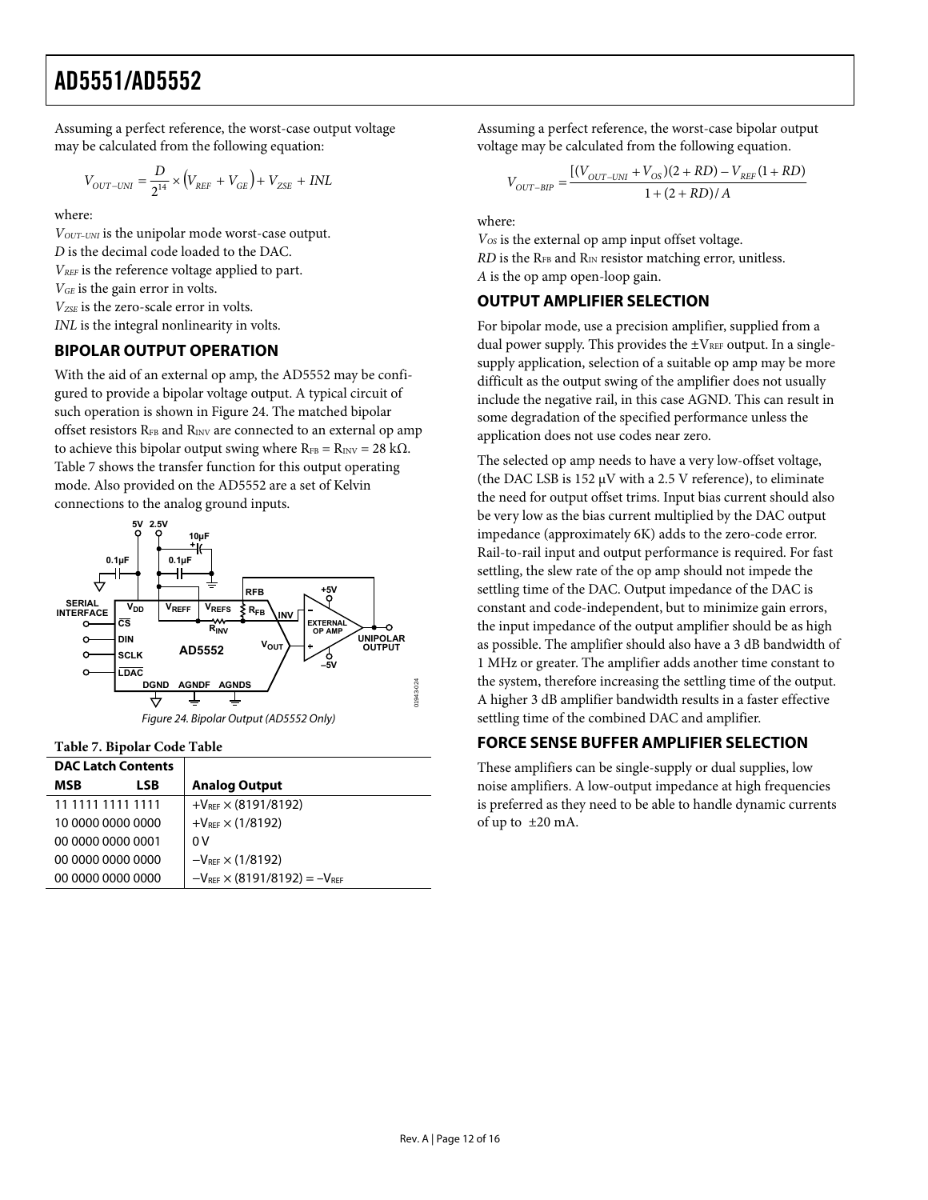Assuming a perfect reference, the worst-case output voltage may be calculated from the following equation:

$$V_{OUT-UNI} = \frac{D}{2^{14}} \times (V_{REF} + V_{GE}) + V_{ZSE} + INL$$

where:

$V_{OUT-UNI}$ is the unipolar mode worst-case output.
$D$ is the decimal code loaded to the DAC.
$V_{REF}$ is the reference voltage applied to part.
$V_{GE}$ is the gain error in volts.
$V_{ZSE}$ is the zero-scale error in volts.
$INL$ is the integral nonlinearity in volts.

## BIPOLAR OUTPUT OPERATION

With the aid of an external op amp, the AD5552 may be configured to provide a bipolar voltage output. A typical circuit of such operation is shown in Figure 24. The matched bipolar offset resistors $R_{FB}$ and $R_{INV}$ are connected to an external op amp to achieve this bipolar output swing where $R_{FB} = R_{INV} = 28$ kΩ. Table 7 shows the transfer function for this output operating mode. Also provided on the AD5552 are a set of Kelvin connections to the analog ground inputs.

5V
2.5V
10µF
0.1µF
0.1µF
SERIAL INTERFACE
$V_{DD}$
$V_{REFF}$
$V_{REFS}$
RFB
$R_{FB}$
$R_{INV}$
INV
+5V
EXTERNAL OP AMP
CS
DIN
SCLK
LDAC
AD5552
$V_{OUT}$
UNIPOLAR OUTPUT
–5V
DGND
AGNDF
AGNDS
01943-024

Figure 24. Bipolar Output (AD5552 Only)

**Table 7. Bipolar Code Table**

| DAC Latch Contents MSB LSB | Analog Output |
|---|---|
| 11 1111 1111 1111 | $+V_{REF} \times (8191/8192)$ |
| 10 0000 0000 0000 | $+V_{REF} \times (1/8192)$ |
| 00 0000 0000 0001 | 0 V |
| 00 0000 0000 0000 | $-V_{REF} \times (1/8192)$ |
| 00 0000 0000 0000 | $-V_{REF} \times (8191/8192) = -V_{REF}$ |

Assuming a perfect reference, the worst-case bipolar output voltage may be calculated from the following equation.

$$V_{OUT-BIP} = \frac{[(V_{OUT-UNI} + V_{OS})(2 + RD) - V_{REF}(1 + RD)}{1 + (2 + RD)/A}$$

where:

$V_{OS}$ is the external op amp input offset voltage.
$RD$ is the $R_{FB}$ and $R_{IN}$ resistor matching error, unitless.
$A$ is the op amp open-loop gain.

## OUTPUT AMPLIFIER SELECTION

For bipolar mode, use a precision amplifier, supplied from a dual power supply. This provides the $\pm V_{REF}$ output. In a single-supply application, selection of a suitable op amp may be more difficult as the output swing of the amplifier does not usually include the negative rail, in this case AGND. This can result in some degradation of the specified performance unless the application does not use codes near zero.

The selected op amp needs to have a very low-offset voltage, (the DAC LSB is 152 µV with a 2.5 V reference), to eliminate the need for output offset trims. Input bias current should also be very low as the bias current multiplied by the DAC output impedance (approximately 6K) adds to the zero-code error. Rail-to-rail input and output performance is required. For fast settling, the slew rate of the op amp should not impede the settling time of the DAC. Output impedance of the DAC is constant and code-independent, but to minimize gain errors, the input impedance of the output amplifier should be as high as possible. The amplifier should also have a 3 dB bandwidth of 1 MHz or greater. The amplifier adds another time constant to the system, therefore increasing the settling time of the output. A higher 3 dB amplifier bandwidth results in a faster effective settling time of the combined DAC and amplifier.

## FORCE SENSE BUFFER AMPLIFIER SELECTION

These amplifiers can be single-supply or dual supplies, low noise amplifiers. A low-output impedance at high frequencies is preferred as they need to be able to handle dynamic currents of up to ±20 mA.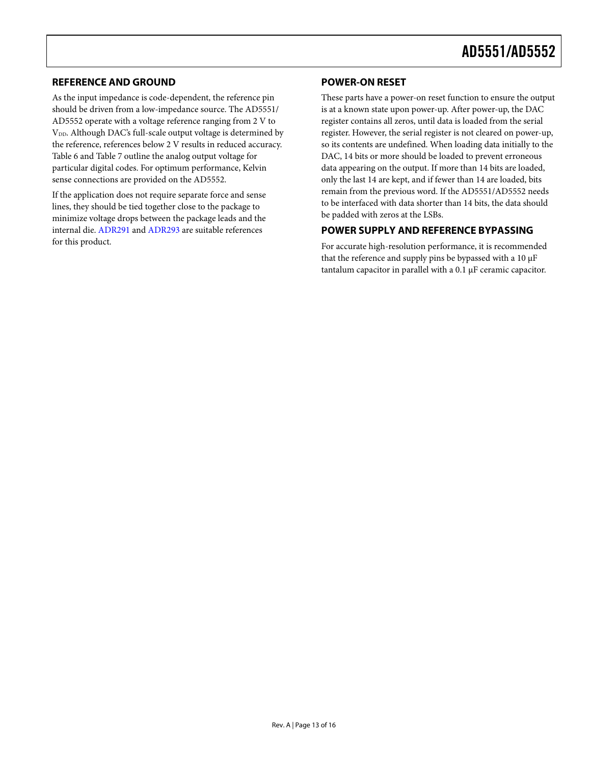## REFERENCE AND GROUND

As the input impedance is code-dependent, the reference pin should be driven from a low-impedance source. The AD5551/AD5552 operate with a voltage reference ranging from 2 V to $V_{DD}$. Although DAC's full-scale output voltage is determined by the reference, references below 2 V results in reduced accuracy. Table 6 and Table 7 outline the analog output voltage for particular digital codes. For optimum performance, Kelvin sense connections are provided on the AD5552.

If the application does not require separate force and sense lines, they should be tied together close to the package to minimize voltage drops between the package leads and the internal die. ADR291 and ADR293 are suitable references for this product.

## POWER-ON RESET

These parts have a power-on reset function to ensure the output is at a known state upon power-up. After power-up, the DAC register contains all zeros, until data is loaded from the serial register. However, the serial register is not cleared on power-up, so its contents are undefined. When loading data initially to the DAC, 14 bits or more should be loaded to prevent erroneous data appearing on the output. If more than 14 bits are loaded, only the last 14 are kept, and if fewer than 14 are loaded, bits remain from the previous word. If the AD5551/AD5552 needs to be interfaced with data shorter than 14 bits, the data should be padded with zeros at the LSBs.

## POWER SUPPLY AND REFERENCE BYPASSING

For accurate high-resolution performance, it is recommended that the reference and supply pins be bypassed with a 10 μF tantalum capacitor in parallel with a 0.1 μF ceramic capacitor.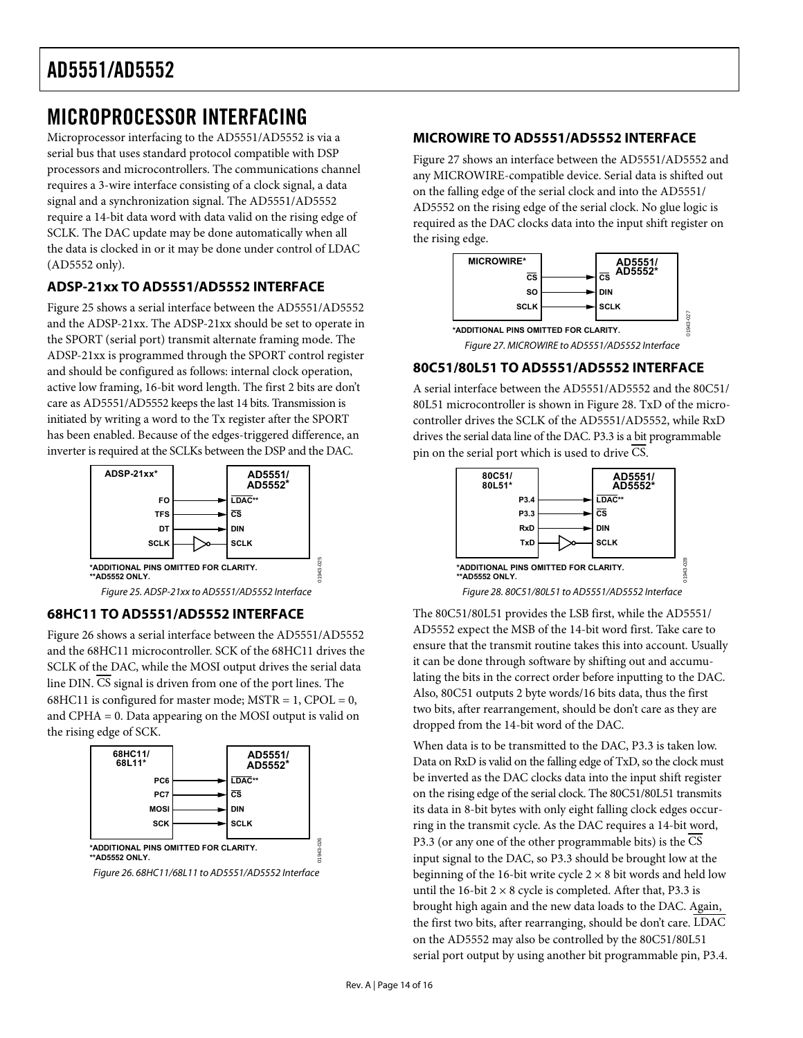# MICROPROCESSOR INTERFACING

Microprocessor interfacing to the AD5551/AD5552 is via a serial bus that uses standard protocol compatible with DSP processors and microcontrollers. The communications channel requires a 3-wire interface consisting of a clock signal, a data signal and a synchronization signal. The AD5551/AD5552 require a 14-bit data word with data valid on the rising edge of SCLK. The DAC update may be done automatically when all the data is clocked in or it may be done under control of LDAC (AD5552 only).

## ADSP-21xx TO AD5551/AD5552 INTERFACE

Figure 25 shows a serial interface between the AD5551/AD5552 and the ADSP-21xx. The ADSP-21xx should be set to operate in the SPORT (serial port) transmit alternate framing mode. The ADSP-21xx is programmed through the SPORT control register and should be configured as follows: internal clock operation, active low framing, 16-bit word length. The first 2 bits are don't care as AD5551/AD5552 keeps the last 14 bits. Transmission is initiated by writing a word to the Tx register after the SPORT has been enabled. Because of the edges-triggered difference, an inverter is required at the SCLKs between the DSP and the DAC.

ADSP-21xx*
FO
TFS
DT
SCLK
AD5551/
AD5552*
LDAC**
CS
DIN
SCLK
*ADDITIONAL PINS OMITTED FOR CLARITY.
**AD5552 ONLY.
01943-025

Figure 25. ADSP-21xx to AD5551/AD5552 Interface

## 68HC11 TO AD5551/AD5552 INTERFACE

Figure 26 shows a serial interface between the AD5551/AD5552 and the 68HC11 microcontroller. SCK of the 68HC11 drives the SCLK of the DAC, while the MOSI output drives the serial data line DIN. CS signal is driven from one of the port lines. The 68HC11 is configured for master mode; MSTR = 1, CPOL = 0, and CPHA = 0. Data appearing on the MOSI output is valid on the rising edge of SCK.

68HC11/
68L11*
PC6
PC7
MOSI
SCK
AD5551/
AD5552*
LDAC**
CS
DIN
SCLK
*ADDITIONAL PINS OMITTED FOR CLARITY.
**AD5552 ONLY.
01943-026

Figure 26. 68HC11/68L11 to AD5551/AD5552 Interface

## MICROWIRE TO AD5551/AD5552 INTERFACE

Figure 27 shows an interface between the AD5551/AD5552 and any MICROWIRE-compatible device. Serial data is shifted out on the falling edge of the serial clock and into the AD5551/AD5552 on the rising edge of the serial clock. No glue logic is required as the DAC clocks data into the input shift register on the rising edge.

MICROWIRE*
CS
SO
SCLK
AD5551/
AD5552*
CS
DIN
SCLK
*ADDITIONAL PINS OMITTED FOR CLARITY.
01943-027

Figure 27. MICROWIRE to AD5551/AD5552 Interface

## 80C51/80L51 TO AD5551/AD5552 INTERFACE

A serial interface between the AD5551/AD5552 and the 80C51/80L51 microcontroller is shown in Figure 28. TxD of the microcontroller drives the SCLK of the AD5551/AD5552, while RxD drives the serial data line of the DAC. P3.3 is a bit programmable pin on the serial port which is used to drive CS.

80C51/
80L51*
P3.4
P3.3
RxD
TxD
AD5551/
AD5552*
LDAC**
CS
DIN
SCLK
*ADDITIONAL PINS OMITTED FOR CLARITY.
**AD5552 ONLY.
01943-028

Figure 28. 80C51/80L51 to AD5551/AD5552 Interface

The 80C51/80L51 provides the LSB first, while the AD5551/AD5552 expect the MSB of the 14-bit word first. Take care to ensure that the transmit routine takes this into account. Usually it can be done through software by shifting out and accumulating the bits in the correct order before inputting to the DAC. Also, 80C51 outputs 2 byte words/16 bits data, thus the first two bits, after rearrangement, should be don't care as they are dropped from the 14-bit word of the DAC.

When data is to be transmitted to the DAC, P3.3 is taken low. Data on RxD is valid on the falling edge of TxD, so the clock must be inverted as the DAC clocks data into the input shift register on the rising edge of the serial clock. The 80C51/80L51 transmits its data in 8-bit bytes with only eight falling clock edges occurring in the transmit cycle. As the DAC requires a 14-bit word, P3.3 (or any one of the other programmable bits) is the CS input signal to the DAC, so P3.3 should be brought low at the beginning of the 16-bit write cycle $2 \times 8$ bit words and held low until the 16-bit $2 \times 8$ cycle is completed. After that, P3.3 is brought high again and the new data loads to the DAC. Again, the first two bits, after rearranging, should be don't care. LDAC on the AD5552 may also be controlled by the 80C51/80L51 serial port output by using another bit programmable pin, P3.4.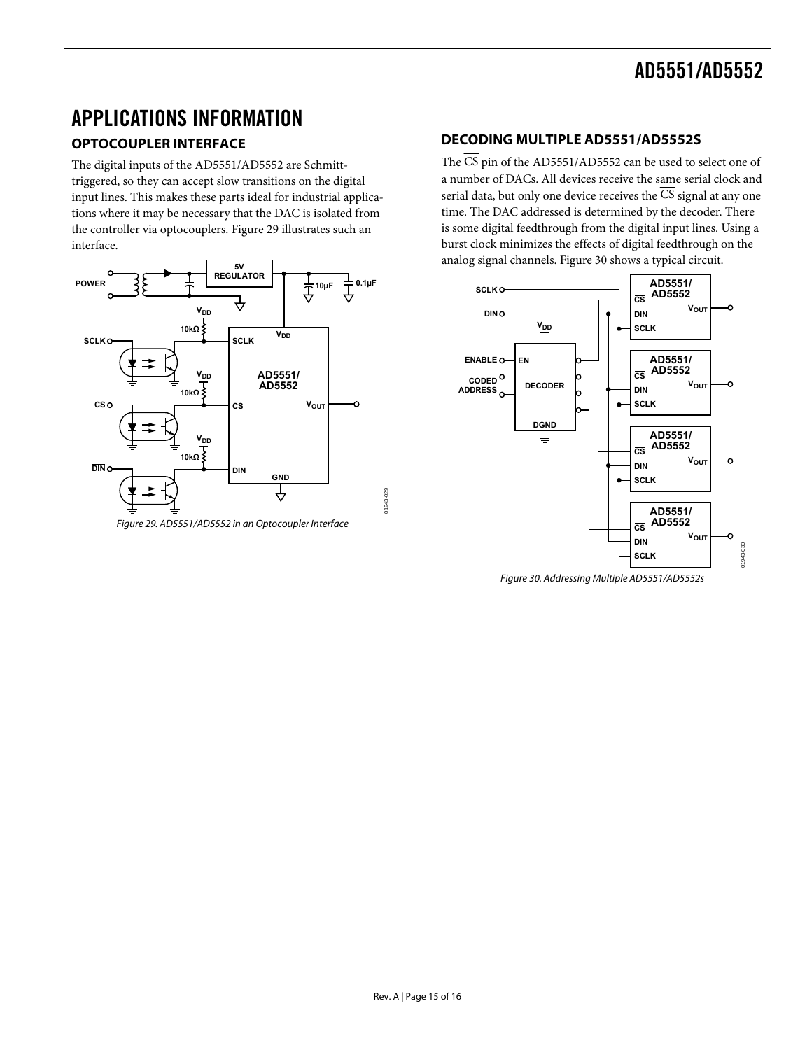# APPLICATIONS INFORMATION

## OPTOCOUPLER INTERFACE

The digital inputs of the AD5551/AD5552 are Schmitt-triggered, so they can accept slow transitions on the digital input lines. This makes these parts ideal for industrial applications where it may be necessary that the DAC is isolated from the controller via optocouplers. Figure 29 illustrates such an interface.

POWER
5V REGULATOR
10µF
0.1µF
$V_{DD}$
10kΩ
SCLK
$V_{DD}$
10kΩ
CS
$V_{DD}$
10kΩ
DIN
SCLK
$V_{DD}$
AD5551/ AD5552
CS
$V_{OUT}$
DIN
GND
01943-029

*Figure 29. AD5551/AD5552 in an Optocoupler Interface*

## DECODING MULTIPLE AD5551/AD5552S

The CS pin of the AD5551/AD5552 can be used to select one of a number of DACs. All devices receive the same serial clock and serial data, but only one device receives the CS signal at any one time. The DAC addressed is determined by the decoder. There is some digital feedthrough from the digital input lines. Using a burst clock minimizes the effects of digital feedthrough on the analog signal channels. Figure 30 shows a typical circuit.

SCLK
DIN
$V_{DD}$
ENABLE
EN
CODED ADDRESS
DECODER
DGND
AD5551/ AD5552
CS
DIN
SCLK
$V_{OUT}$
01943-030

*Figure 30. Addressing Multiple AD5551/AD5552s*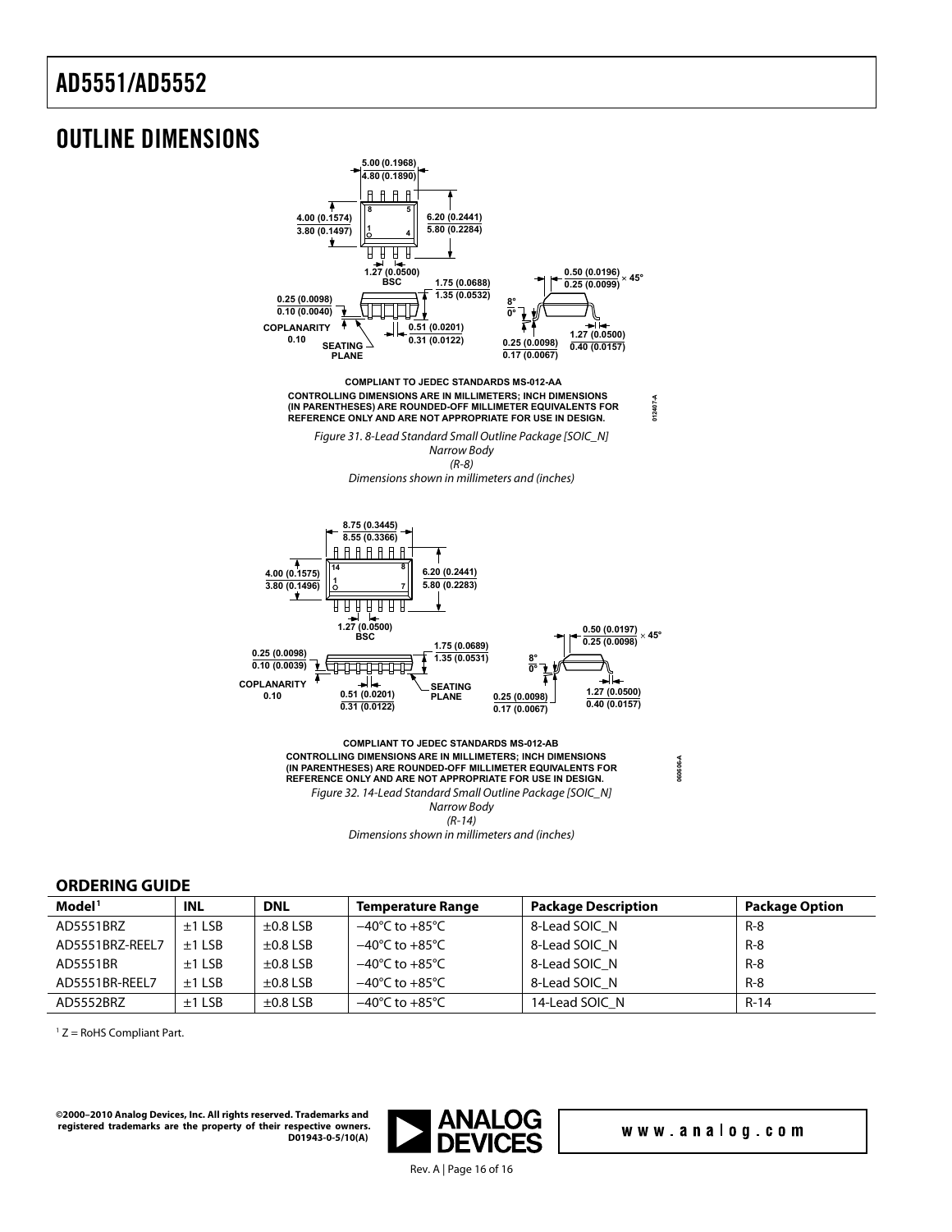## OUTLINE DIMENSIONS

5.00 (0.1968)
4.80 (0.1890)
8
5
1
4
4.00 (0.1574)
3.80 (0.1497)
6.20 (0.2441)
5.80 (0.2284)
1.27 (0.0500)
BSC
1.75 (0.0688)
1.35 (0.0532)
0.25 (0.0098)
0.10 (0.0040)
COPLANARITY
0.10
SEATING
PLANE
0.51 (0.0201)
0.31 (0.0122)
0.50 (0.0196)
0.25 (0.0099)
× 45°
8°
0°
0.25 (0.0098)
0.17 (0.0067)
1.27 (0.0500)
0.40 (0.0157)

COMPLIANT TO JEDEC STANDARDS MS-012-AA
CONTROLLING DIMENSIONS ARE IN MILLIMETERS; INCH DIMENSIONS (IN PARENTHESES) ARE ROUNDED-OFF MILLIMETER EQUIVALENTS FOR REFERENCE ONLY AND ARE NOT APPROPRIATE FOR USE IN DESIGN.

012407-A

*Figure 31. 8-Lead Standard Small Outline Package [SOIC_N]*
*Narrow Body*
*(R-8)*
*Dimensions shown in millimeters and (inches)*

8.75 (0.3445)
8.55 (0.3366)
14
8
1
7
4.00 (0.1575)
3.80 (0.1496)
6.20 (0.2441)
5.80 (0.2283)
1.27 (0.0500)
BSC
1.75 (0.0689)
1.35 (0.0531)
0.25 (0.0098)
0.10 (0.0039)
COPLANARITY
0.10
0.51 (0.0201)
0.31 (0.0122)
SEATING
PLANE
0.50 (0.0197)
0.25 (0.0098)
× 45°
8°
0°
0.25 (0.0098)
0.17 (0.0067)
1.27 (0.0500)
0.40 (0.0157)

COMPLIANT TO JEDEC STANDARDS MS-012-AB
CONTROLLING DIMENSIONS ARE IN MILLIMETERS; INCH DIMENSIONS (IN PARENTHESES) ARE ROUNDED-OFF MILLIMETER EQUIVALENTS FOR REFERENCE ONLY AND ARE NOT APPROPRIATE FOR USE IN DESIGN.

060606-A

*Figure 32. 14-Lead Standard Small Outline Package [SOIC_N]*
*Narrow Body*
*(R-14)*
*Dimensions shown in millimeters and (inches)*

### ORDERING GUIDE

| Model[1] | INL | DNL | Temperature Range | Package Description | Package Option |
|---|---|---|---|---|---|
| AD5551BRZ | ±1 LSB | ±0.8 LSB | −40°C to +85°C | 8-Lead SOIC_N | R-8 |
| AD5551BRZ-REEL7 | ±1 LSB | ±0.8 LSB | −40°C to +85°C | 8-Lead SOIC_N | R-8 |
| AD5551BR | ±1 LSB | ±0.8 LSB | −40°C to +85°C | 8-Lead SOIC_N | R-8 |
| AD5551BR-REEL7 | ±1 LSB | ±0.8 LSB | −40°C to +85°C | 8-Lead SOIC_N | R-8 |
| AD5552BRZ | ±1 LSB | ±0.8 LSB | −40°C to +85°C | 14-Lead SOIC_N | R-14 |

[1] Z = RoHS Compliant Part.

**©2000–2010 Analog Devices, Inc. All rights reserved. Trademarks and registered trademarks are the property of their respective owners. D01943-0-5/10(A)**

www.analog.com